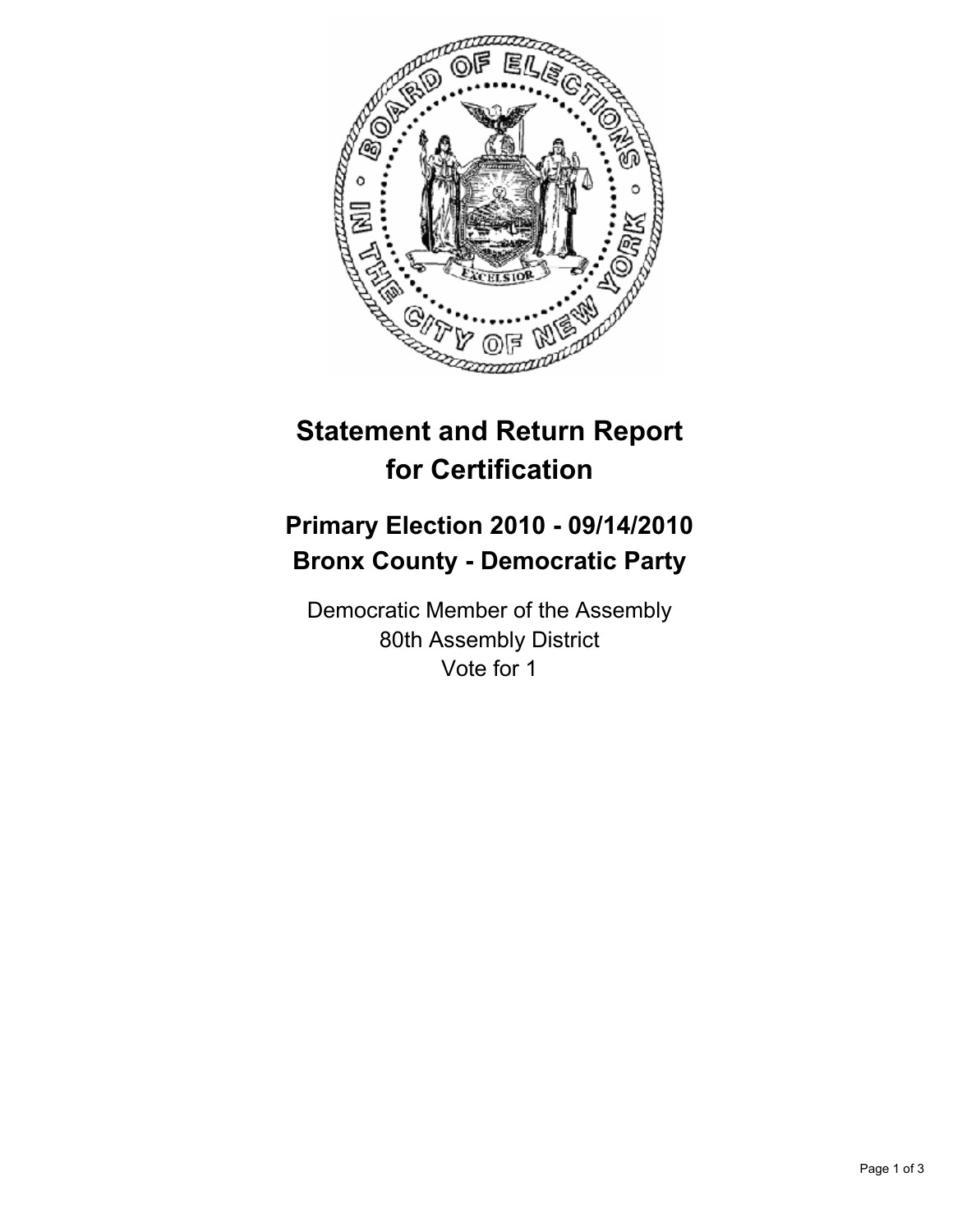# Statement and Return Report for Certification

## Primary Election 2010 - 09/14/2010
## Bronx County - Democratic Party

Democratic Member of the Assembly
80th Assembly District
Vote for 1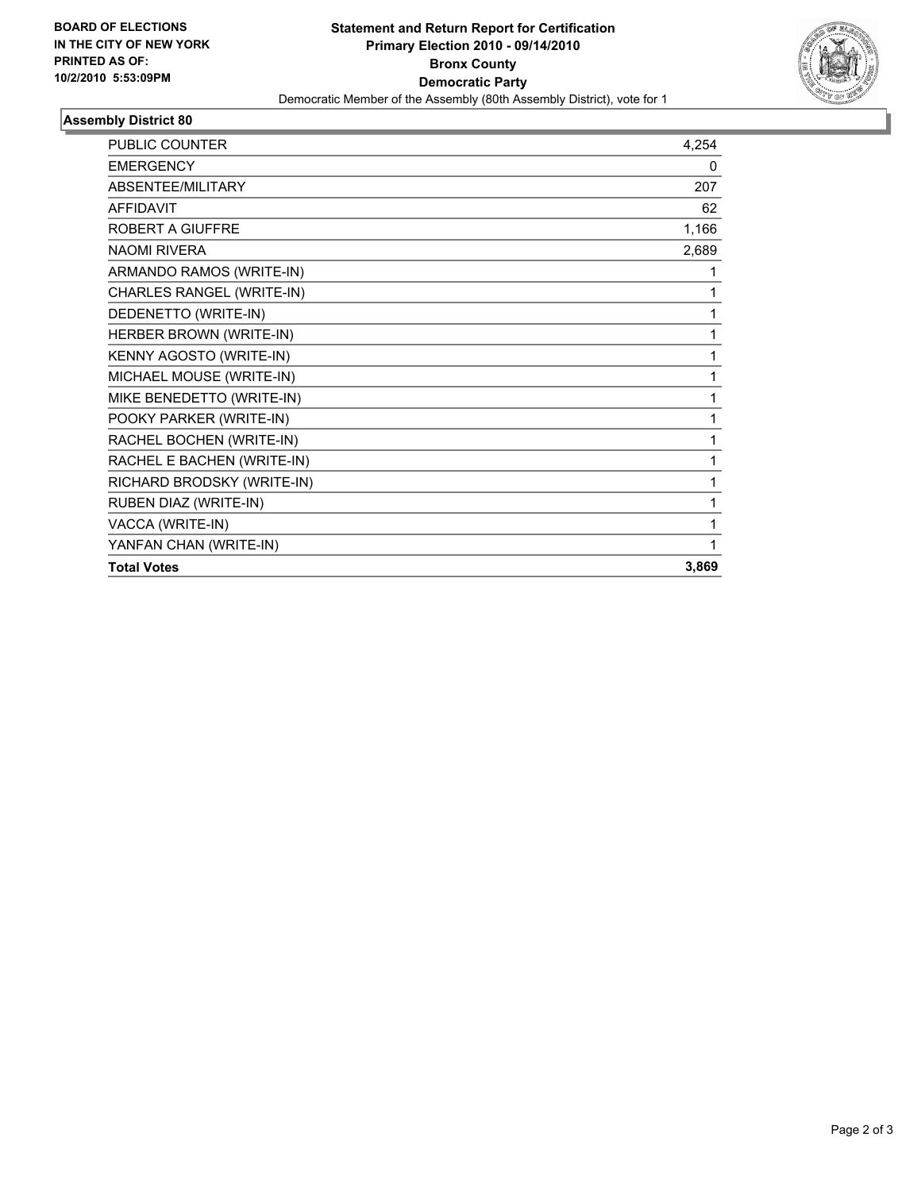**BOARD OF ELECTIONS IN THE CITY OF NEW YORK PRINTED AS OF: 10/2/2010 5:53:09PM**

# Statement and Return Report for Certification
## Primary Election 2010 - 09/14/2010
## Bronx County
## Democratic Party

Democratic Member of the Assembly (80th Assembly District), vote for 1

### Assembly District 80

| | |
|---|---|
| PUBLIC COUNTER | 4,254 |
| EMERGENCY | 0 |
| ABSENTEE/MILITARY | 207 |
| AFFIDAVIT | 62 |
| ROBERT A GIUFFRE | 1,166 |
| NAOMI RIVERA | 2,689 |
| ARMANDO RAMOS (WRITE-IN) | 1 |
| CHARLES RANGEL (WRITE-IN) | 1 |
| DEDENETTO (WRITE-IN) | 1 |
| HERBER BROWN (WRITE-IN) | 1 |
| KENNY AGOSTO (WRITE-IN) | 1 |
| MICHAEL MOUSE (WRITE-IN) | 1 |
| MIKE BENEDETTO (WRITE-IN) | 1 |
| POOKY PARKER (WRITE-IN) | 1 |
| RACHEL BOCHEN (WRITE-IN) | 1 |
| RACHEL E BACHEN (WRITE-IN) | 1 |
| RICHARD BRODSKY (WRITE-IN) | 1 |
| RUBEN DIAZ (WRITE-IN) | 1 |
| VACCA (WRITE-IN) | 1 |
| YANFAN CHAN (WRITE-IN) | 1 |
| **Total Votes** | **3,869** |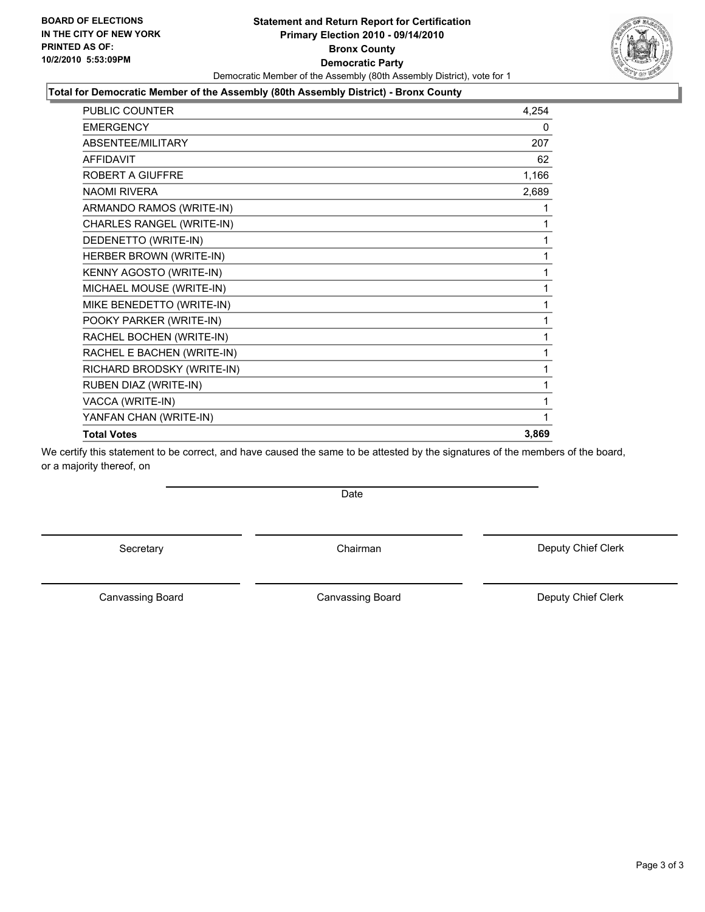**BOARD OF ELECTIONS IN THE CITY OF NEW YORK PRINTED AS OF: 10/2/2010 5:53:09PM**

**Statement and Return Report for Certification**
**Primary Election 2010 - 09/14/2010**
**Bronx County**
**Democratic Party**

Democratic Member of the Assembly (80th Assembly District), vote for 1

**Total for Democratic Member of the Assembly (80th Assembly District) - Bronx County**

| | |
|---|---|
| PUBLIC COUNTER | 4,254 |
| EMERGENCY | 0 |
| ABSENTEE/MILITARY | 207 |
| AFFIDAVIT | 62 |
| ROBERT A GIUFFRE | 1,166 |
| NAOMI RIVERA | 2,689 |
| ARMANDO RAMOS (WRITE-IN) | 1 |
| CHARLES RANGEL (WRITE-IN) | 1 |
| DEDENETTO (WRITE-IN) | 1 |
| HERBER BROWN (WRITE-IN) | 1 |
| KENNY AGOSTO (WRITE-IN) | 1 |
| MICHAEL MOUSE (WRITE-IN) | 1 |
| MIKE BENEDETTO (WRITE-IN) | 1 |
| POOKY PARKER (WRITE-IN) | 1 |
| RACHEL BOCHEN (WRITE-IN) | 1 |
| RACHEL E BACHEN (WRITE-IN) | 1 |
| RICHARD BRODSKY (WRITE-IN) | 1 |
| RUBEN DIAZ (WRITE-IN) | 1 |
| VACCA (WRITE-IN) | 1 |
| YANFAN CHAN (WRITE-IN) | 1 |
| **Total Votes** | **3,869** |

We certify this statement to be correct, and have caused the same to be attested by the signatures of the members of the board, or a majority thereof, on

Date

Secretary | Chairman | Deputy Chief Clerk

Canvassing Board | Canvassing Board | Deputy Chief Clerk